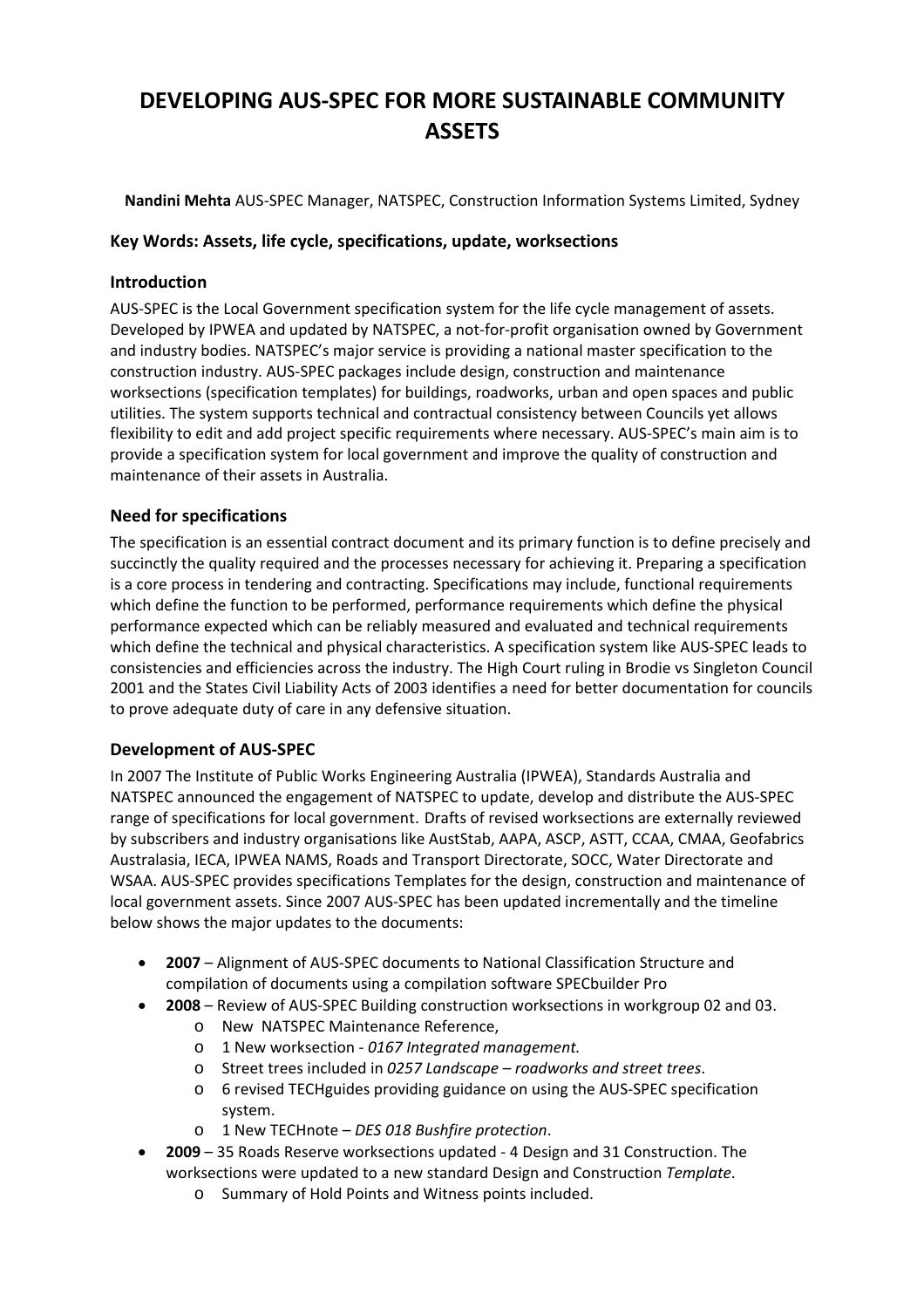# DEVELOPING AUS-SPEC FOR MORE SUSTAINABLE COMMUNITY ASSETS

**Nandini Mehta** AUS-SPEC Manager, NATSPEC, Construction Information Systems Limited, Sydney

### Key Words: Assets, life cycle, specifications, update, worksections

### Introduction

AUS-SPEC is the Local Government specification system for the life cycle management of assets. Developed by IPWEA and updated by NATSPEC, a not-for-profit organisation owned by Government and industry bodies. NATSPEC's major service is providing a national master specification to the construction industry. AUS-SPEC packages include design, construction and maintenance worksections (specification templates) for buildings, roadworks, urban and open spaces and public utilities. The system supports technical and contractual consistency between Councils yet allows flexibility to edit and add project specific requirements where necessary. AUS-SPEC's main aim is to provide a specification system for local government and improve the quality of construction and maintenance of their assets in Australia.

### Need for specifications

The specification is an essential contract document and its primary function is to define precisely and succinctly the quality required and the processes necessary for achieving it. Preparing a specification is a core process in tendering and contracting. Specifications may include, functional requirements which define the function to be performed, performance requirements which define the physical performance expected which can be reliably measured and evaluated and technical requirements which define the technical and physical characteristics. A specification system like AUS-SPEC leads to consistencies and efficiencies across the industry. The High Court ruling in Brodie vs Singleton Council 2001 and the States Civil Liability Acts of 2003 identifies a need for better documentation for councils to prove adequate duty of care in any defensive situation.

### Development of AUS-SPEC

In 2007 The Institute of Public Works Engineering Australia (IPWEA), Standards Australia and NATSPEC announced the engagement of NATSPEC to update, develop and distribute the AUS-SPEC range of specifications for local government. Drafts of revised worksections are externally reviewed by subscribers and industry organisations like AustStab, AAPA, ASCP, ASTT, CCAA, CMAA, Geofabrics Australasia, IECA, IPWEA NAMS, Roads and Transport Directorate, SOCC, Water Directorate and WSAA. AUS-SPEC provides specifications Templates for the design, construction and maintenance of local government assets. Since 2007 AUS-SPEC has been updated incrementally and the timeline below shows the major updates to the documents:

- **2007** – Alignment of AUS-SPEC documents to National Classification Structure and compilation of documents using a compilation software SPECbuilder Pro
- **2008** – Review of AUS-SPEC Building construction worksections in workgroup 02 and 03.
  - New NATSPEC Maintenance Reference,
  - 1 New worksection - *0167 Integrated management.*
  - Street trees included in *0257 Landscape – roadworks and street trees*.
  - 6 revised TECHguides providing guidance on using the AUS-SPEC specification system.
  - 1 New TECHnote – *DES 018 Bushfire protection*.
- **2009** – 35 Roads Reserve worksections updated - 4 Design and 31 Construction. The worksections were updated to a new standard Design and Construction *Template*.
  - Summary of Hold Points and Witness points included.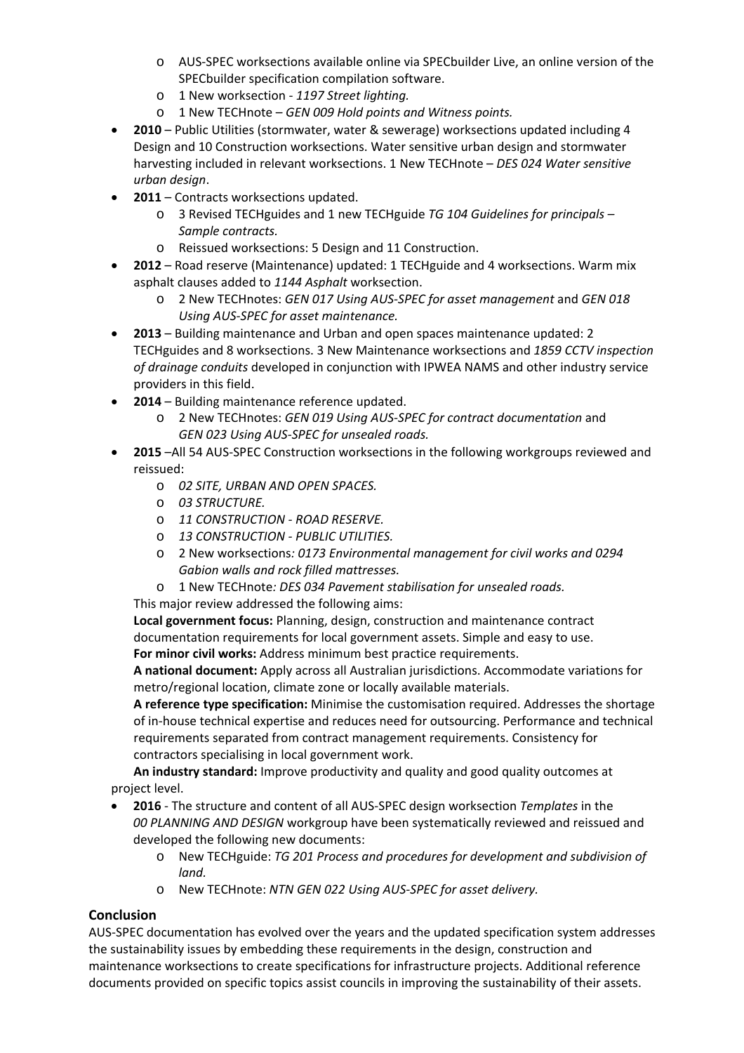- AUS-SPEC worksections available online via SPECbuilder Live, an online version of the SPECbuilder specification compilation software.
  - 1 New worksection - *1197 Street lighting.*
  - 1 New TECHnote – *GEN 009 Hold points and Witness points.*
- **2010** – Public Utilities (stormwater, water & sewerage) worksections updated including 4 Design and 10 Construction worksections. Water sensitive urban design and stormwater harvesting included in relevant worksections. 1 New TECHnote – *DES 024 Water sensitive urban design*.
- **2011** – Contracts worksections updated.
  - 3 Revised TECHguides and 1 new TECHguide *TG 104 Guidelines for principals – Sample contracts.*
  - Reissued worksections: 5 Design and 11 Construction.
- **2012** – Road reserve (Maintenance) updated: 1 TECHguide and 4 worksections. Warm mix asphalt clauses added to *1144 Asphalt* worksection.
  - 2 New TECHnotes: *GEN 017 Using AUS-SPEC for asset management* and *GEN 018 Using AUS-SPEC for asset maintenance.*
- **2013** – Building maintenance and Urban and open spaces maintenance updated: 2 TECHguides and 8 worksections. 3 New Maintenance worksections and *1859 CCTV inspection of drainage conduits* developed in conjunction with IPWEA NAMS and other industry service providers in this field.
- **2014** – Building maintenance reference updated.
  - 2 New TECHnotes: *GEN 019 Using AUS-SPEC for contract documentation* and *GEN 023 Using AUS-SPEC for unsealed roads.*
- **2015** –All 54 AUS-SPEC Construction worksections in the following workgroups reviewed and reissued:
  - *02 SITE, URBAN AND OPEN SPACES.*
  - *03 STRUCTURE.*
  - *11 CONSTRUCTION - ROAD RESERVE.*
  - *13 CONSTRUCTION - PUBLIC UTILITIES.*
  - 2 New worksections*: 0173 Environmental management for civil works and 0294 Gabion walls and rock filled mattresses.*
  - 1 New TECHnote*: DES 034 Pavement stabilisation for unsealed roads.*

  This major review addressed the following aims:

  **Local government focus:** Planning, design, construction and maintenance contract documentation requirements for local government assets. Simple and easy to use.

  **For minor civil works:** Address minimum best practice requirements.

  **A national document:** Apply across all Australian jurisdictions. Accommodate variations for metro/regional location, climate zone or locally available materials.

  **A reference type specification:** Minimise the customisation required. Addresses the shortage of in-house technical expertise and reduces need for outsourcing. Performance and technical requirements separated from contract management requirements. Consistency for contractors specialising in local government work.

  **An industry standard:** Improve productivity and quality and good quality outcomes at project level.
- **2016** - The structure and content of all AUS-SPEC design worksection *Templates* in the *00 PLANNING AND DESIGN* workgroup have been systematically reviewed and reissued and developed the following new documents:
  - New TECHguide: *TG 201 Process and procedures for development and subdivision of land.*
  - New TECHnote: *NTN GEN 022 Using AUS-SPEC for asset delivery.*

## Conclusion

AUS-SPEC documentation has evolved over the years and the updated specification system addresses the sustainability issues by embedding these requirements in the design, construction and maintenance worksections to create specifications for infrastructure projects. Additional reference documents provided on specific topics assist councils in improving the sustainability of their assets.